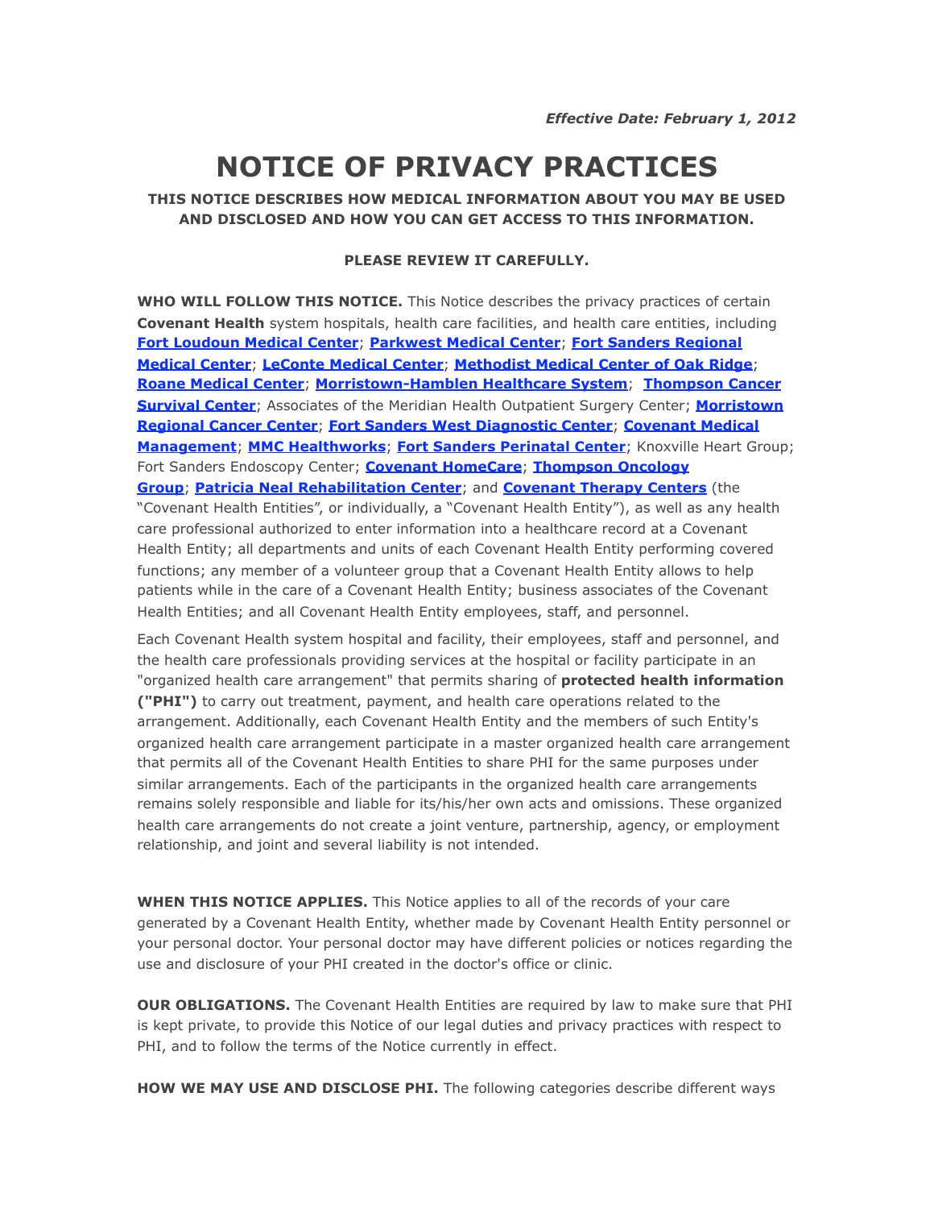*Effective Date: February 1, 2012*

# NOTICE OF PRIVACY PRACTICES

**THIS NOTICE DESCRIBES HOW MEDICAL INFORMATION ABOUT YOU MAY BE USED AND DISCLOSED AND HOW YOU CAN GET ACCESS TO THIS INFORMATION.**

**PLEASE REVIEW IT CAREFULLY.**

**WHO WILL FOLLOW THIS NOTICE.** This Notice describes the privacy practices of certain **Covenant Health** system hospitals, health care facilities, and health care entities, including **Fort Loudoun Medical Center**; **Parkwest Medical Center**; **Fort Sanders Regional Medical Center**; **LeConte Medical Center**; **Methodist Medical Center of Oak Ridge**; **Roane Medical Center**; **Morristown-Hamblen Healthcare System**; **Thompson Cancer Survival Center**; Associates of the Meridian Health Outpatient Surgery Center; **Morristown Regional Cancer Center**; **Fort Sanders West Diagnostic Center**; **Covenant Medical Management**; **MMC Healthworks**; **Fort Sanders Perinatal Center**; Knoxville Heart Group; Fort Sanders Endoscopy Center; **Covenant HomeCare**; **Thompson Oncology Group**; **Patricia Neal Rehabilitation Center**; and **Covenant Therapy Centers** (the "Covenant Health Entities", or individually, a "Covenant Health Entity"), as well as any health care professional authorized to enter information into a healthcare record at a Covenant Health Entity; all departments and units of each Covenant Health Entity performing covered functions; any member of a volunteer group that a Covenant Health Entity allows to help patients while in the care of a Covenant Health Entity; business associates of the Covenant Health Entities; and all Covenant Health Entity employees, staff, and personnel.

Each Covenant Health system hospital and facility, their employees, staff and personnel, and the health care professionals providing services at the hospital or facility participate in an "organized health care arrangement" that permits sharing of **protected health information ("PHI")** to carry out treatment, payment, and health care operations related to the arrangement. Additionally, each Covenant Health Entity and the members of such Entity's organized health care arrangement participate in a master organized health care arrangement that permits all of the Covenant Health Entities to share PHI for the same purposes under similar arrangements. Each of the participants in the organized health care arrangements remains solely responsible and liable for its/his/her own acts and omissions. These organized health care arrangements do not create a joint venture, partnership, agency, or employment relationship, and joint and several liability is not intended.

**WHEN THIS NOTICE APPLIES.** This Notice applies to all of the records of your care generated by a Covenant Health Entity, whether made by Covenant Health Entity personnel or your personal doctor. Your personal doctor may have different policies or notices regarding the use and disclosure of your PHI created in the doctor's office or clinic.

**OUR OBLIGATIONS.** The Covenant Health Entities are required by law to make sure that PHI is kept private, to provide this Notice of our legal duties and privacy practices with respect to PHI, and to follow the terms of the Notice currently in effect.

**HOW WE MAY USE AND DISCLOSE PHI.** The following categories describe different ways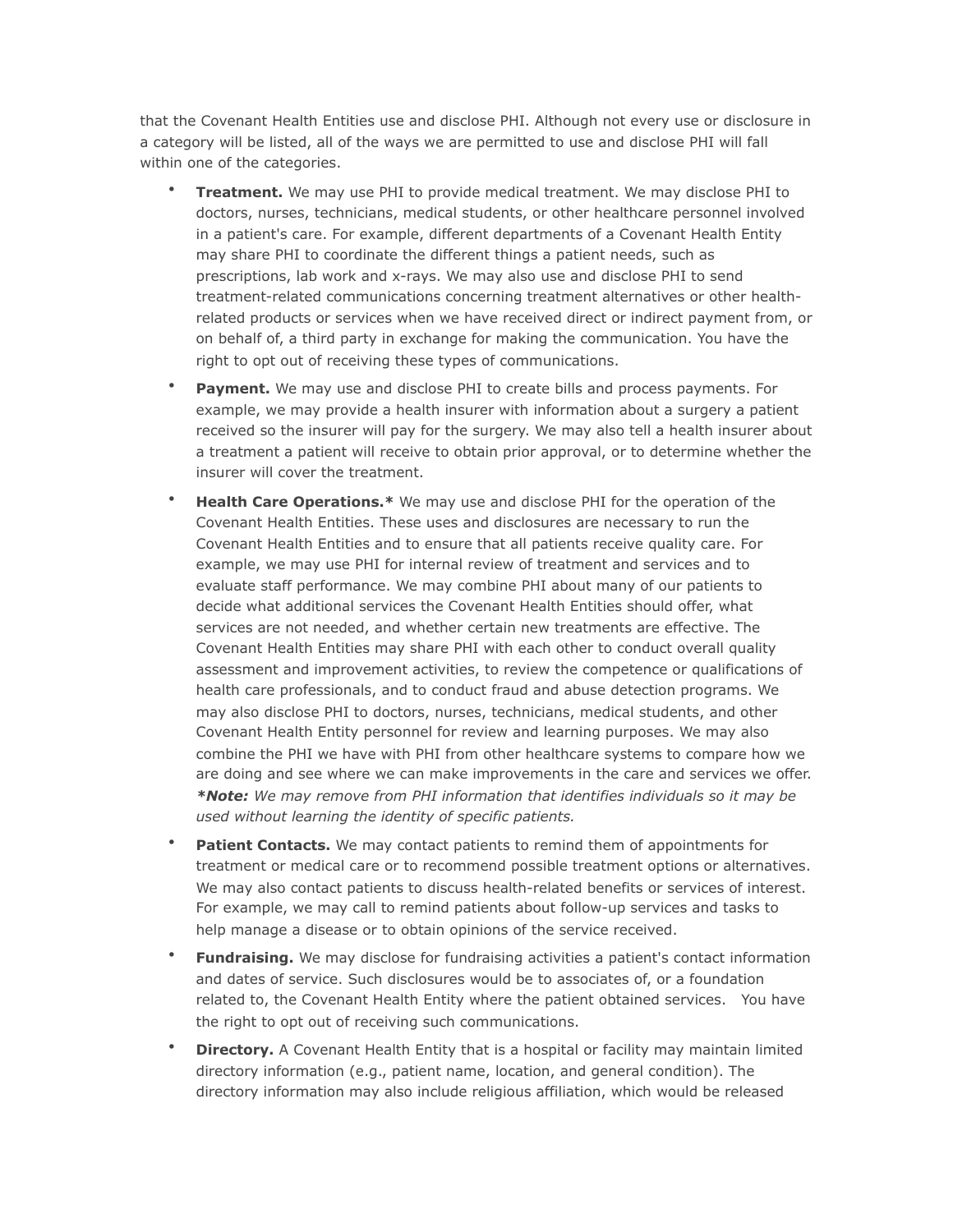that the Covenant Health Entities use and disclose PHI. Although not every use or disclosure in a category will be listed, all of the ways we are permitted to use and disclose PHI will fall within one of the categories.

- **Treatment.** We may use PHI to provide medical treatment. We may disclose PHI to doctors, nurses, technicians, medical students, or other healthcare personnel involved in a patient's care. For example, different departments of a Covenant Health Entity may share PHI to coordinate the different things a patient needs, such as prescriptions, lab work and x-rays. We may also use and disclose PHI to send treatment-related communications concerning treatment alternatives or other health-related products or services when we have received direct or indirect payment from, or on behalf of, a third party in exchange for making the communication. You have the right to opt out of receiving these types of communications.
- **Payment.** We may use and disclose PHI to create bills and process payments. For example, we may provide a health insurer with information about a surgery a patient received so the insurer will pay for the surgery. We may also tell a health insurer about a treatment a patient will receive to obtain prior approval, or to determine whether the insurer will cover the treatment.
- **Health Care Operations.*** We may use and disclose PHI for the operation of the Covenant Health Entities. These uses and disclosures are necessary to run the Covenant Health Entities and to ensure that all patients receive quality care. For example, we may use PHI for internal review of treatment and services and to evaluate staff performance. We may combine PHI about many of our patients to decide what additional services the Covenant Health Entities should offer, what services are not needed, and whether certain new treatments are effective. The Covenant Health Entities may share PHI with each other to conduct overall quality assessment and improvement activities, to review the competence or qualifications of health care professionals, and to conduct fraud and abuse detection programs. We may also disclose PHI to doctors, nurses, technicians, medical students, and other Covenant Health Entity personnel for review and learning purposes. We may also combine the PHI we have with PHI from other healthcare systems to compare how we are doing and see where we can make improvements in the care and services we offer. ***Note:** *We may remove from PHI information that identifies individuals so it may be used without learning the identity of specific patients.*
- **Patient Contacts.** We may contact patients to remind them of appointments for treatment or medical care or to recommend possible treatment options or alternatives. We may also contact patients to discuss health-related benefits or services of interest. For example, we may call to remind patients about follow-up services and tasks to help manage a disease or to obtain opinions of the service received.
- **Fundraising.** We may disclose for fundraising activities a patient's contact information and dates of service. Such disclosures would be to associates of, or a foundation related to, the Covenant Health Entity where the patient obtained services. You have the right to opt out of receiving such communications.
- **Directory.** A Covenant Health Entity that is a hospital or facility may maintain limited directory information (e.g., patient name, location, and general condition). The directory information may also include religious affiliation, which would be released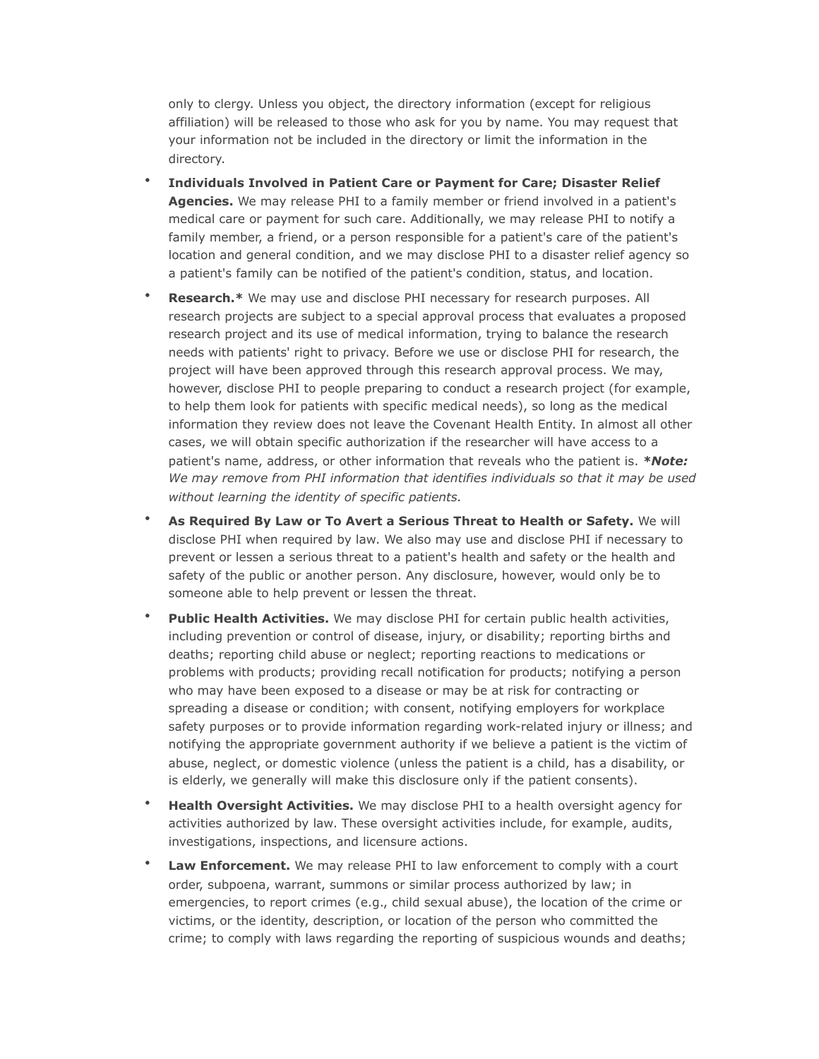only to clergy. Unless you object, the directory information (except for religious affiliation) will be released to those who ask for you by name. You may request that your information not be included in the directory or limit the information in the directory.

- **Individuals Involved in Patient Care or Payment for Care; Disaster Relief Agencies.** We may release PHI to a family member or friend involved in a patient's medical care or payment for such care. Additionally, we may release PHI to notify a family member, a friend, or a person responsible for a patient's care of the patient's location and general condition, and we may disclose PHI to a disaster relief agency so a patient's family can be notified of the patient's condition, status, and location.
- **Research.*** We may use and disclose PHI necessary for research purposes. All research projects are subject to a special approval process that evaluates a proposed research project and its use of medical information, trying to balance the research needs with patients' right to privacy. Before we use or disclose PHI for research, the project will have been approved through this research approval process. We may, however, disclose PHI to people preparing to conduct a research project (for example, to help them look for patients with specific medical needs), so long as the medical information they review does not leave the Covenant Health Entity. In almost all other cases, we will obtain specific authorization if the researcher will have access to a patient's name, address, or other information that reveals who the patient is. ***Note:** *We may remove from PHI information that identifies individuals so that it may be used without learning the identity of specific patients.*
- **As Required By Law or To Avert a Serious Threat to Health or Safety.** We will disclose PHI when required by law. We also may use and disclose PHI if necessary to prevent or lessen a serious threat to a patient's health and safety or the health and safety of the public or another person. Any disclosure, however, would only be to someone able to help prevent or lessen the threat.
- **Public Health Activities.** We may disclose PHI for certain public health activities, including prevention or control of disease, injury, or disability; reporting births and deaths; reporting child abuse or neglect; reporting reactions to medications or problems with products; providing recall notification for products; notifying a person who may have been exposed to a disease or may be at risk for contracting or spreading a disease or condition; with consent, notifying employers for workplace safety purposes or to provide information regarding work-related injury or illness; and notifying the appropriate government authority if we believe a patient is the victim of abuse, neglect, or domestic violence (unless the patient is a child, has a disability, or is elderly, we generally will make this disclosure only if the patient consents).
- **Health Oversight Activities.** We may disclose PHI to a health oversight agency for activities authorized by law. These oversight activities include, for example, audits, investigations, inspections, and licensure actions.
- **Law Enforcement.** We may release PHI to law enforcement to comply with a court order, subpoena, warrant, summons or similar process authorized by law; in emergencies, to report crimes (e.g., child sexual abuse), the location of the crime or victims, or the identity, description, or location of the person who committed the crime; to comply with laws regarding the reporting of suspicious wounds and deaths;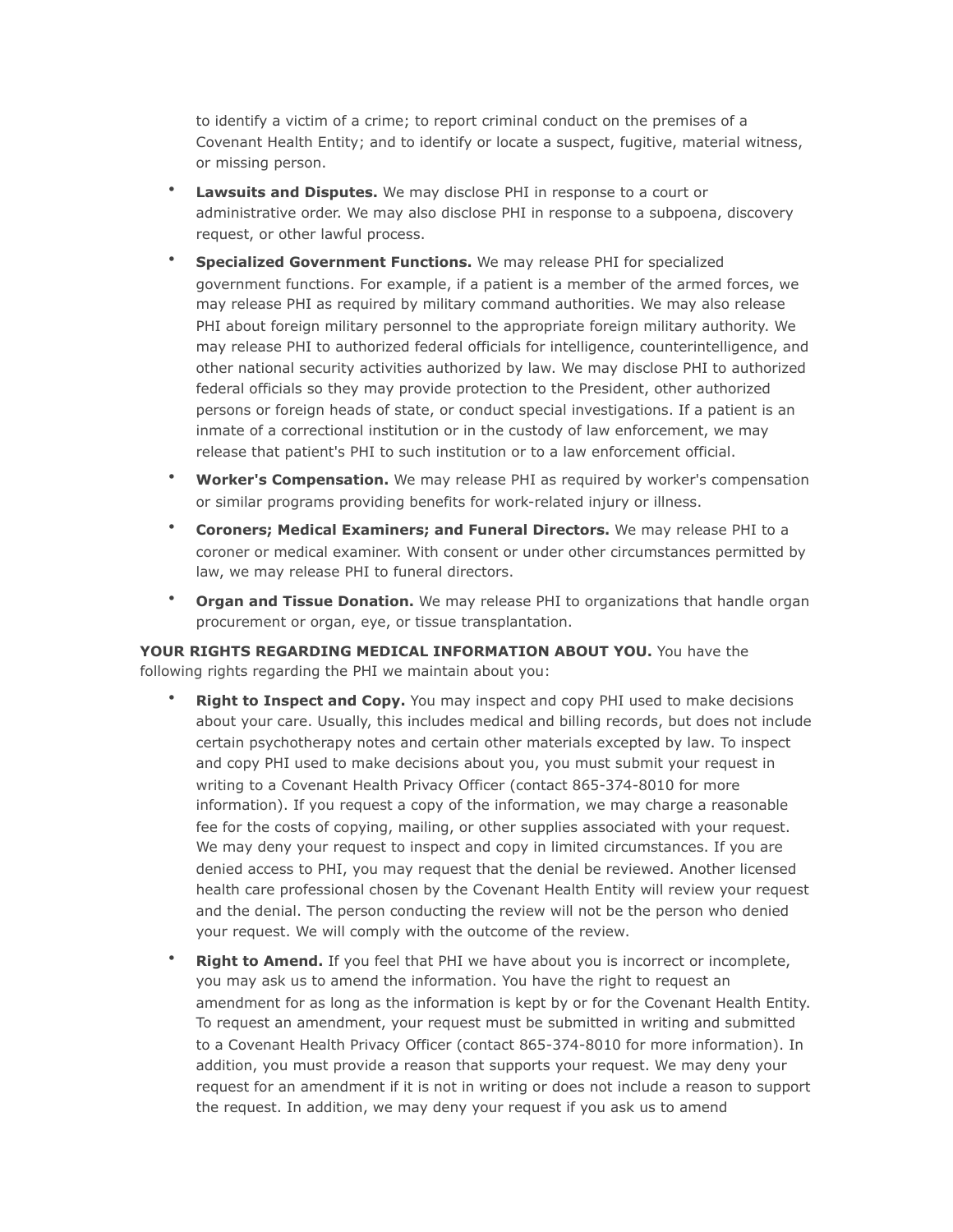to identify a victim of a crime; to report criminal conduct on the premises of a Covenant Health Entity; and to identify or locate a suspect, fugitive, material witness, or missing person.

- **Lawsuits and Disputes.** We may disclose PHI in response to a court or administrative order. We may also disclose PHI in response to a subpoena, discovery request, or other lawful process.
- **Specialized Government Functions.** We may release PHI for specialized government functions. For example, if a patient is a member of the armed forces, we may release PHI as required by military command authorities. We may also release PHI about foreign military personnel to the appropriate foreign military authority. We may release PHI to authorized federal officials for intelligence, counterintelligence, and other national security activities authorized by law. We may disclose PHI to authorized federal officials so they may provide protection to the President, other authorized persons or foreign heads of state, or conduct special investigations. If a patient is an inmate of a correctional institution or in the custody of law enforcement, we may release that patient's PHI to such institution or to a law enforcement official.
- **Worker's Compensation.** We may release PHI as required by worker's compensation or similar programs providing benefits for work-related injury or illness.
- **Coroners; Medical Examiners; and Funeral Directors.** We may release PHI to a coroner or medical examiner. With consent or under other circumstances permitted by law, we may release PHI to funeral directors.
- **Organ and Tissue Donation.** We may release PHI to organizations that handle organ procurement or organ, eye, or tissue transplantation.

**YOUR RIGHTS REGARDING MEDICAL INFORMATION ABOUT YOU.** You have the following rights regarding the PHI we maintain about you:

- **Right to Inspect and Copy.** You may inspect and copy PHI used to make decisions about your care. Usually, this includes medical and billing records, but does not include certain psychotherapy notes and certain other materials excepted by law. To inspect and copy PHI used to make decisions about you, you must submit your request in writing to a Covenant Health Privacy Officer (contact 865-374-8010 for more information). If you request a copy of the information, we may charge a reasonable fee for the costs of copying, mailing, or other supplies associated with your request. We may deny your request to inspect and copy in limited circumstances. If you are denied access to PHI, you may request that the denial be reviewed. Another licensed health care professional chosen by the Covenant Health Entity will review your request and the denial. The person conducting the review will not be the person who denied your request. We will comply with the outcome of the review.
- **Right to Amend.** If you feel that PHI we have about you is incorrect or incomplete, you may ask us to amend the information. You have the right to request an amendment for as long as the information is kept by or for the Covenant Health Entity. To request an amendment, your request must be submitted in writing and submitted to a Covenant Health Privacy Officer (contact 865-374-8010 for more information). In addition, you must provide a reason that supports your request. We may deny your request for an amendment if it is not in writing or does not include a reason to support the request. In addition, we may deny your request if you ask us to amend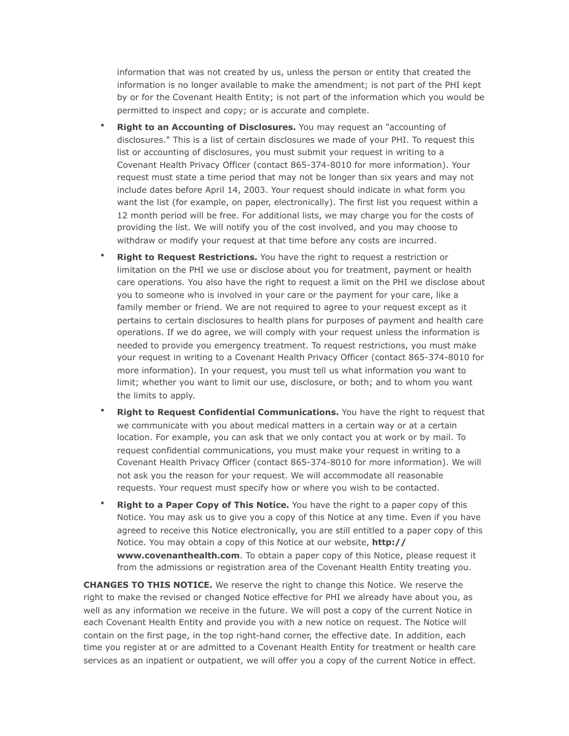information that was not created by us, unless the person or entity that created the information is no longer available to make the amendment; is not part of the PHI kept by or for the Covenant Health Entity; is not part of the information which you would be permitted to inspect and copy; or is accurate and complete.

- **Right to an Accounting of Disclosures.** You may request an "accounting of disclosures." This is a list of certain disclosures we made of your PHI. To request this list or accounting of disclosures, you must submit your request in writing to a Covenant Health Privacy Officer (contact 865-374-8010 for more information). Your request must state a time period that may not be longer than six years and may not include dates before April 14, 2003. Your request should indicate in what form you want the list (for example, on paper, electronically). The first list you request within a 12 month period will be free. For additional lists, we may charge you for the costs of providing the list. We will notify you of the cost involved, and you may choose to withdraw or modify your request at that time before any costs are incurred.
- **Right to Request Restrictions.** You have the right to request a restriction or limitation on the PHI we use or disclose about you for treatment, payment or health care operations. You also have the right to request a limit on the PHI we disclose about you to someone who is involved in your care or the payment for your care, like a family member or friend. We are not required to agree to your request except as it pertains to certain disclosures to health plans for purposes of payment and health care operations. If we do agree, we will comply with your request unless the information is needed to provide you emergency treatment. To request restrictions, you must make your request in writing to a Covenant Health Privacy Officer (contact 865-374-8010 for more information). In your request, you must tell us what information you want to limit; whether you want to limit our use, disclosure, or both; and to whom you want the limits to apply.
- **Right to Request Confidential Communications.** You have the right to request that we communicate with you about medical matters in a certain way or at a certain location. For example, you can ask that we only contact you at work or by mail. To request confidential communications, you must make your request in writing to a Covenant Health Privacy Officer (contact 865-374-8010 for more information). We will not ask you the reason for your request. We will accommodate all reasonable requests. Your request must specify how or where you wish to be contacted.
- **Right to a Paper Copy of This Notice.** You have the right to a paper copy of this Notice. You may ask us to give you a copy of this Notice at any time. Even if you have agreed to receive this Notice electronically, you are still entitled to a paper copy of this Notice. You may obtain a copy of this Notice at our website, **http://www.covenanthealth.com**. To obtain a paper copy of this Notice, please request it from the admissions or registration area of the Covenant Health Entity treating you.

**CHANGES TO THIS NOTICE.** We reserve the right to change this Notice. We reserve the right to make the revised or changed Notice effective for PHI we already have about you, as well as any information we receive in the future. We will post a copy of the current Notice in each Covenant Health Entity and provide you with a new notice on request. The Notice will contain on the first page, in the top right-hand corner, the effective date. In addition, each time you register at or are admitted to a Covenant Health Entity for treatment or health care services as an inpatient or outpatient, we will offer you a copy of the current Notice in effect.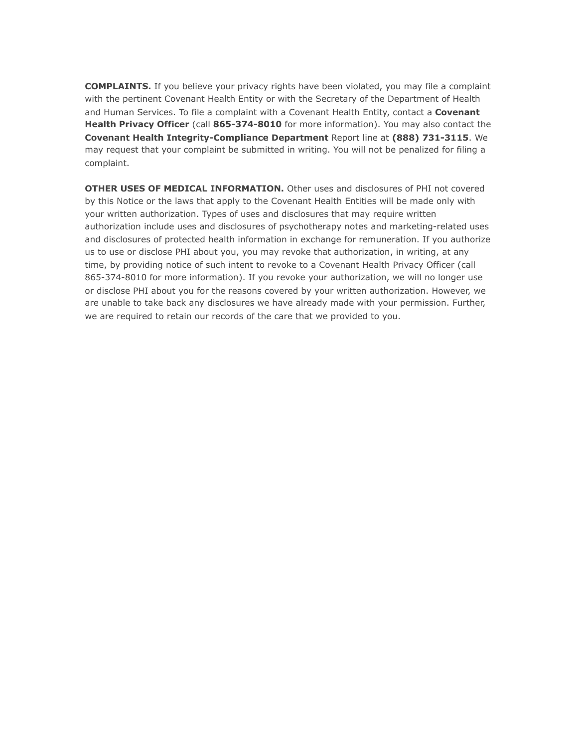**COMPLAINTS.** If you believe your privacy rights have been violated, you may file a complaint with the pertinent Covenant Health Entity or with the Secretary of the Department of Health and Human Services. To file a complaint with a Covenant Health Entity, contact a **Covenant Health Privacy Officer** (call **865-374-8010** for more information). You may also contact the **Covenant Health Integrity-Compliance Department** Report line at **(888) 731-3115**. We may request that your complaint be submitted in writing. You will not be penalized for filing a complaint.

**OTHER USES OF MEDICAL INFORMATION.** Other uses and disclosures of PHI not covered by this Notice or the laws that apply to the Covenant Health Entities will be made only with your written authorization. Types of uses and disclosures that may require written authorization include uses and disclosures of psychotherapy notes and marketing-related uses and disclosures of protected health information in exchange for remuneration. If you authorize us to use or disclose PHI about you, you may revoke that authorization, in writing, at any time, by providing notice of such intent to revoke to a Covenant Health Privacy Officer (call 865-374-8010 for more information). If you revoke your authorization, we will no longer use or disclose PHI about you for the reasons covered by your written authorization. However, we are unable to take back any disclosures we have already made with your permission. Further, we are required to retain our records of the care that we provided to you.